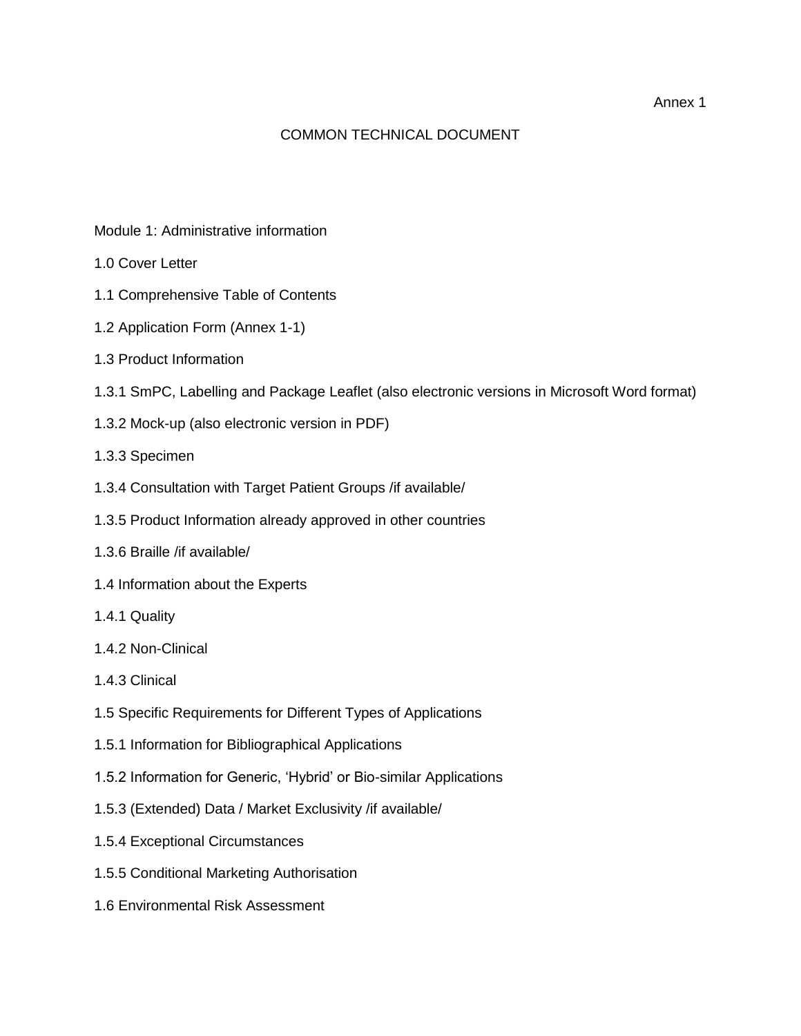Annex 1

# COMMON TECHNICAL DOCUMENT

## Module 1: Administrative information

1.0 Cover Letter

1.1 Comprehensive Table of Contents

1.2 Application Form (Annex 1-1)

1.3 Product Information

1.3.1 SmPC, Labelling and Package Leaflet (also electronic versions in Microsoft Word format)

1.3.2 Mock-up (also electronic version in PDF)

1.3.3 Specimen

1.3.4 Consultation with Target Patient Groups /if available/

1.3.5 Product Information already approved in other countries

1.3.6 Braille /if available/

1.4 Information about the Experts

1.4.1 Quality

1.4.2 Non-Clinical

1.4.3 Clinical

1.5 Specific Requirements for Different Types of Applications

1.5.1 Information for Bibliographical Applications

1.5.2 Information for Generic, 'Hybrid' or Bio-similar Applications

1.5.3 (Extended) Data / Market Exclusivity /if available/

1.5.4 Exceptional Circumstances

1.5.5 Conditional Marketing Authorisation

1.6 Environmental Risk Assessment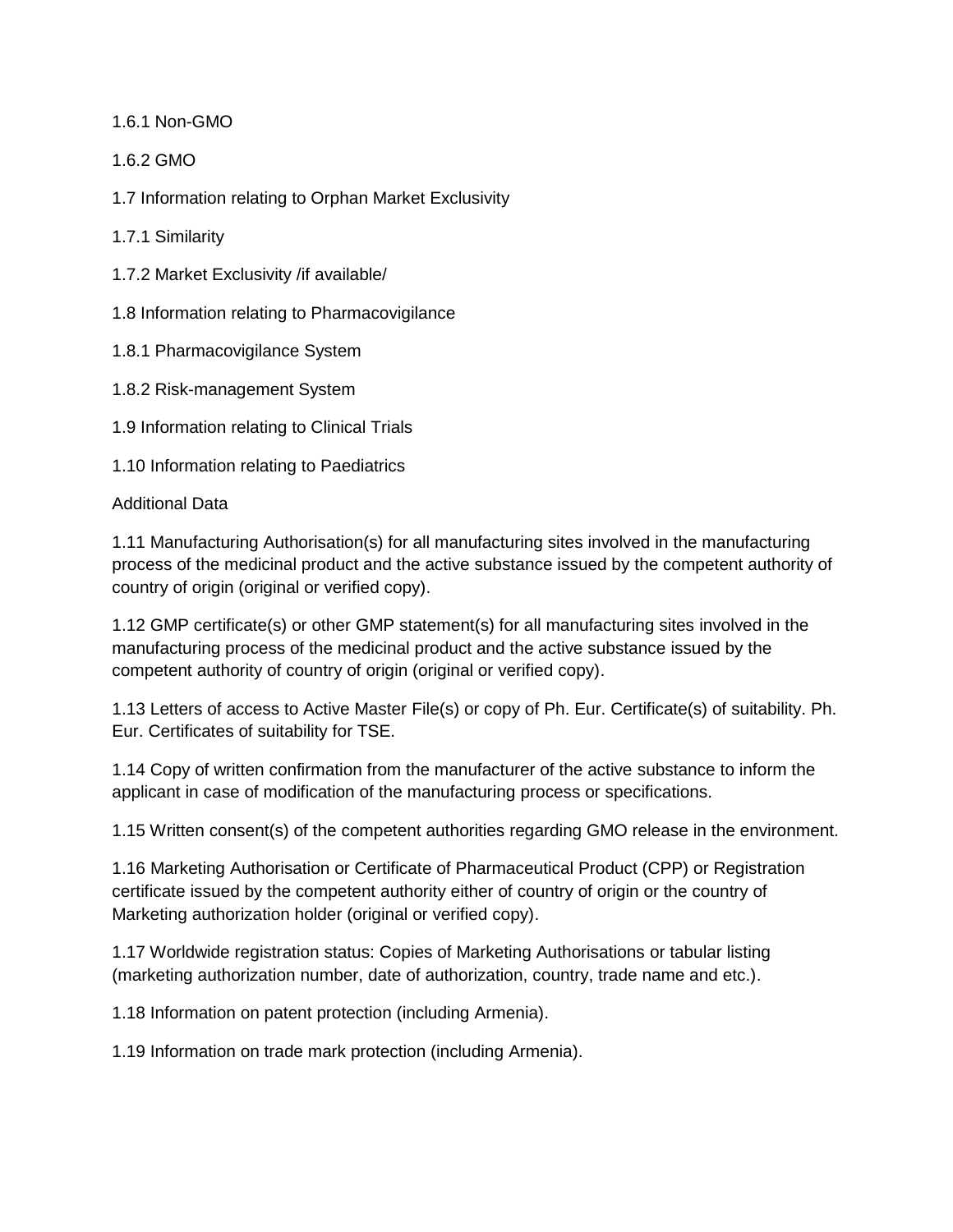1.6.1 Non-GMO

1.6.2 GMO

1.7 Information relating to Orphan Market Exclusivity

1.7.1 Similarity

1.7.2 Market Exclusivity /if available/

1.8 Information relating to Pharmacovigilance

1.8.1 Pharmacovigilance System

1.8.2 Risk-management System

1.9 Information relating to Clinical Trials

1.10 Information relating to Paediatrics

Additional Data

1.11 Manufacturing Authorisation(s) for all manufacturing sites involved in the manufacturing process of the medicinal product and the active substance issued by the competent authority of country of origin (original or verified copy).

1.12 GMP certificate(s) or other GMP statement(s) for all manufacturing sites involved in the manufacturing process of the medicinal product and the active substance issued by the competent authority of country of origin (original or verified copy).

1.13 Letters of access to Active Master File(s) or copy of Ph. Eur. Certificate(s) of suitability. Ph. Eur. Certificates of suitability for TSE.

1.14 Copy of written confirmation from the manufacturer of the active substance to inform the applicant in case of modification of the manufacturing process or specifications.

1.15 Written consent(s) of the competent authorities regarding GMO release in the environment.

1.16 Marketing Authorisation or Certificate of Pharmaceutical Product (CPP) or Registration certificate issued by the competent authority either of country of origin or the country of Marketing authorization holder (original or verified copy).

1.17 Worldwide registration status: Copies of Marketing Authorisations or tabular listing (marketing authorization number, date of authorization, country, trade name and etc.).

1.18 Information on patent protection (including Armenia).

1.19 Information on trade mark protection (including Armenia).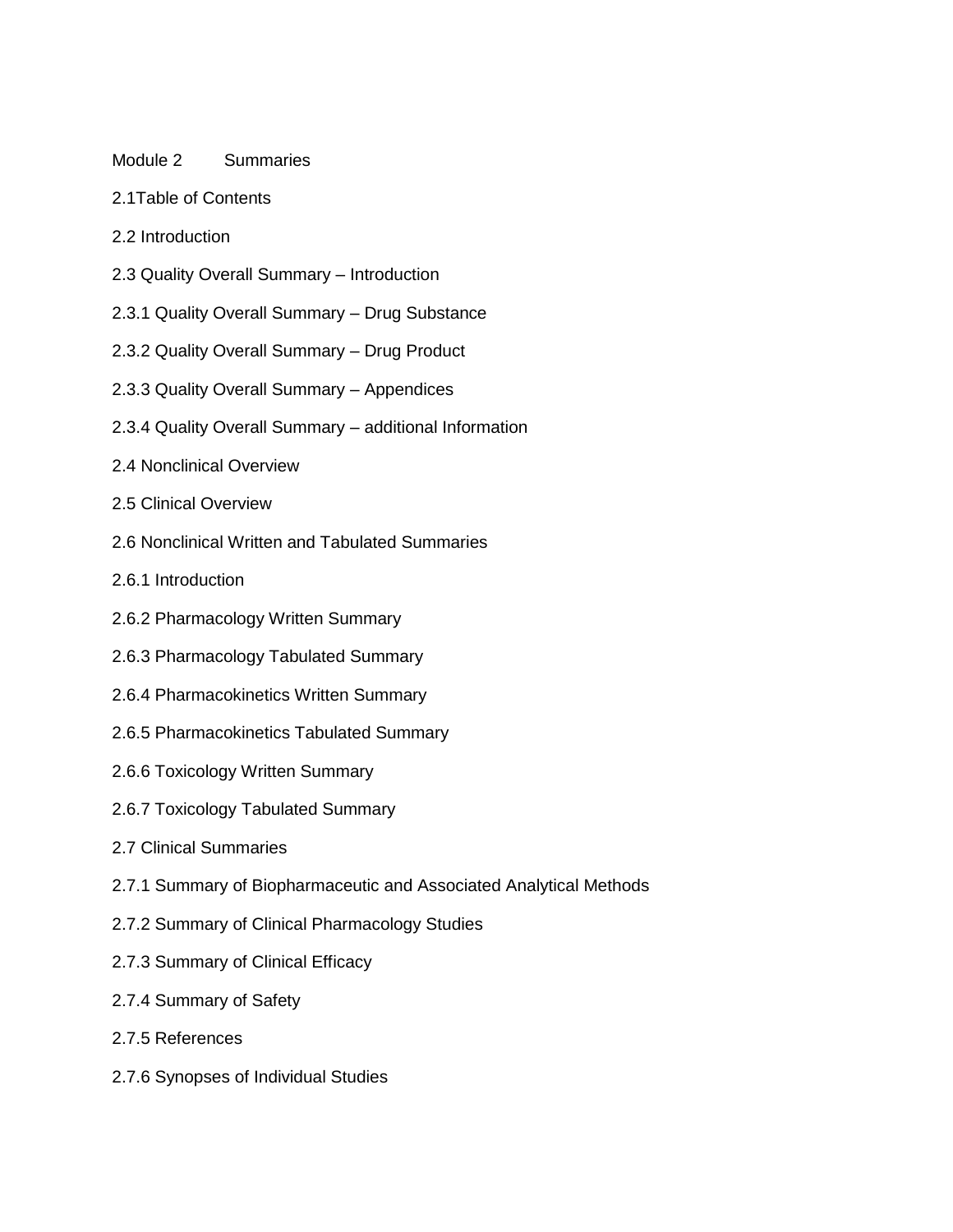Module 2 Summaries

2.1Table of Contents

2.2 Introduction

2.3 Quality Overall Summary – Introduction

2.3.1 Quality Overall Summary – Drug Substance

2.3.2 Quality Overall Summary – Drug Product

2.3.3 Quality Overall Summary – Appendices

2.3.4 Quality Overall Summary – additional Information

2.4 Nonclinical Overview

2.5 Clinical Overview

2.6 Nonclinical Written and Tabulated Summaries

2.6.1 Introduction

2.6.2 Pharmacology Written Summary

2.6.3 Pharmacology Tabulated Summary

2.6.4 Pharmacokinetics Written Summary

2.6.5 Pharmacokinetics Tabulated Summary

2.6.6 Toxicology Written Summary

2.6.7 Toxicology Tabulated Summary

2.7 Clinical Summaries

2.7.1 Summary of Biopharmaceutic and Associated Analytical Methods

2.7.2 Summary of Clinical Pharmacology Studies

2.7.3 Summary of Clinical Efficacy

2.7.4 Summary of Safety

2.7.5 References

2.7.6 Synopses of Individual Studies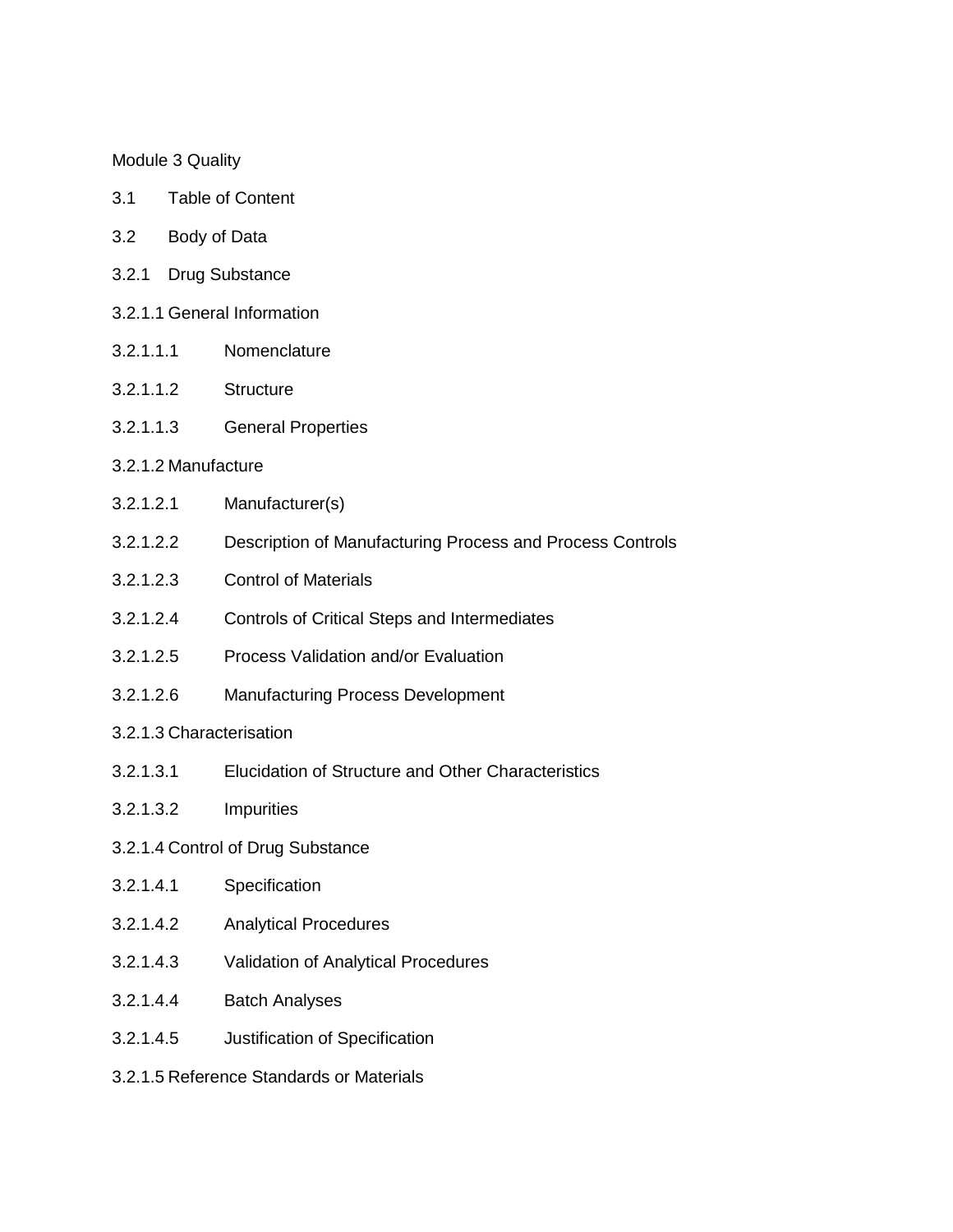Module 3 Quality

3.1 Table of Content

3.2 Body of Data

3.2.1 Drug Substance

3.2.1.1 General Information

3.2.1.1.1 Nomenclature

3.2.1.1.2 Structure

3.2.1.1.3 General Properties

3.2.1.2 Manufacture

3.2.1.2.1 Manufacturer(s)

3.2.1.2.2 Description of Manufacturing Process and Process Controls

3.2.1.2.3 Control of Materials

3.2.1.2.4 Controls of Critical Steps and Intermediates

3.2.1.2.5 Process Validation and/or Evaluation

3.2.1.2.6 Manufacturing Process Development

3.2.1.3 Characterisation

3.2.1.3.1 Elucidation of Structure and Other Characteristics

3.2.1.3.2 Impurities

3.2.1.4 Control of Drug Substance

3.2.1.4.1 Specification

3.2.1.4.2 Analytical Procedures

3.2.1.4.3 Validation of Analytical Procedures

3.2.1.4.4 Batch Analyses

3.2.1.4.5 Justification of Specification

3.2.1.5 Reference Standards or Materials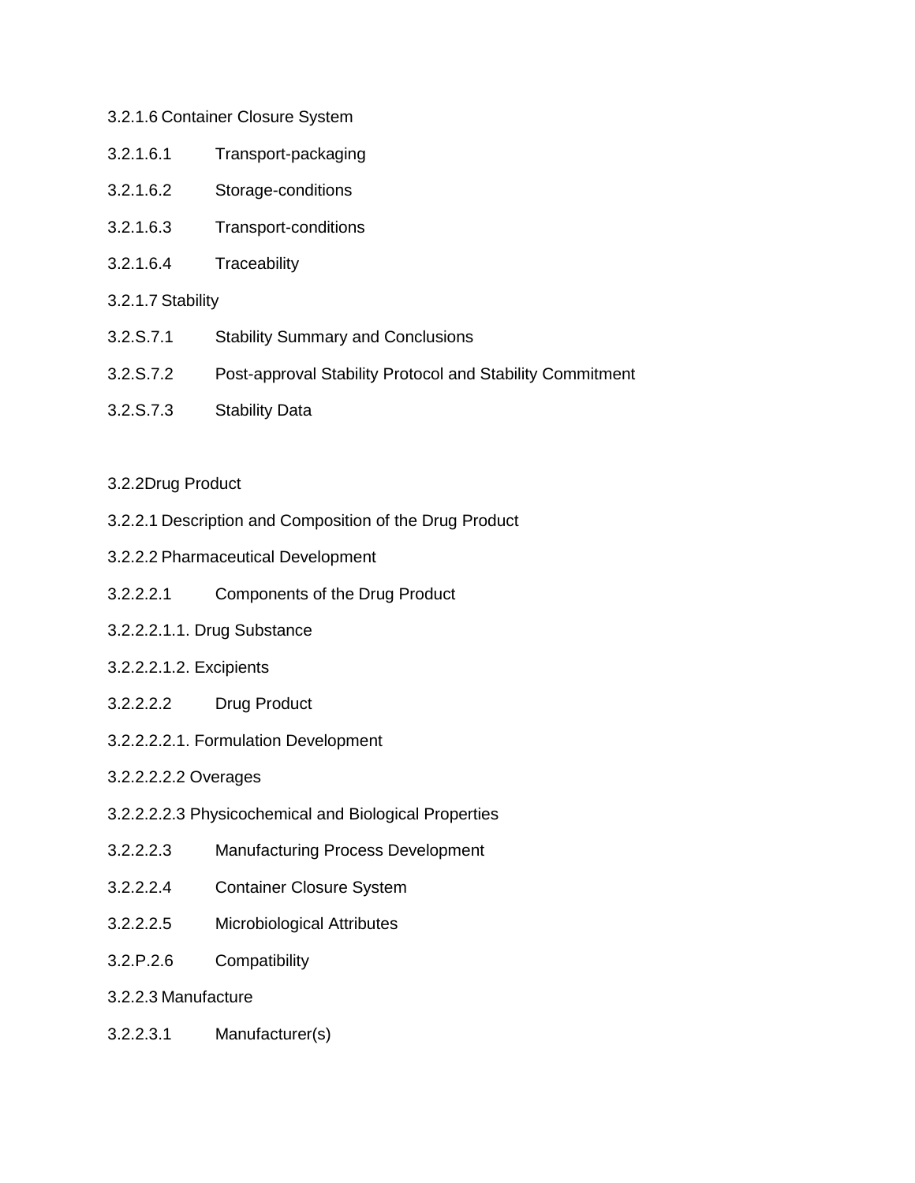3.2.1.6 Container Closure System

3.2.1.6.1 Transport-packaging

3.2.1.6.2 Storage-conditions

3.2.1.6.3 Transport-conditions

3.2.1.6.4 Traceability

3.2.1.7 Stability

3.2.S.7.1 Stability Summary and Conclusions

3.2.S.7.2 Post-approval Stability Protocol and Stability Commitment

3.2.S.7.3 Stability Data

3.2.2Drug Product

3.2.2.1 Description and Composition of the Drug Product

3.2.2.2 Pharmaceutical Development

3.2.2.2.1 Components of the Drug Product

3.2.2.2.1.1. Drug Substance

3.2.2.2.1.2. Excipients

3.2.2.2.2 Drug Product

3.2.2.2.2.1. Formulation Development

3.2.2.2.2.2 Overages

3.2.2.2.2.3 Physicochemical and Biological Properties

3.2.2.2.3 Manufacturing Process Development

3.2.2.2.4 Container Closure System

3.2.2.2.5 Microbiological Attributes

3.2.P.2.6 Compatibility

3.2.2.3 Manufacture

3.2.2.3.1 Manufacturer(s)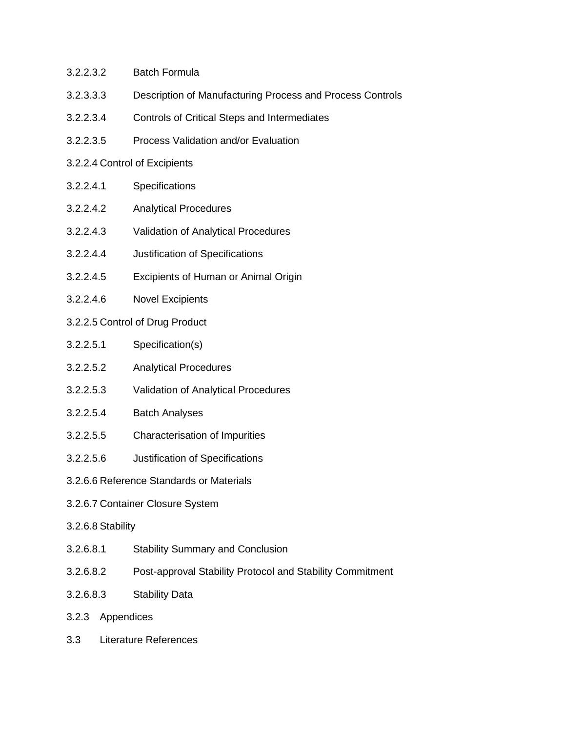3.2.2.3.2 Batch Formula

3.2.3.3.3 Description of Manufacturing Process and Process Controls

3.2.2.3.4 Controls of Critical Steps and Intermediates

3.2.2.3.5 Process Validation and/or Evaluation

3.2.2.4 Control of Excipients

3.2.2.4.1 Specifications

3.2.2.4.2 Analytical Procedures

3.2.2.4.3 Validation of Analytical Procedures

3.2.2.4.4 Justification of Specifications

3.2.2.4.5 Excipients of Human or Animal Origin

3.2.2.4.6 Novel Excipients

3.2.2.5 Control of Drug Product

3.2.2.5.1 Specification(s)

3.2.2.5.2 Analytical Procedures

3.2.2.5.3 Validation of Analytical Procedures

3.2.2.5.4 Batch Analyses

3.2.2.5.5 Characterisation of Impurities

3.2.2.5.6 Justification of Specifications

3.2.6.6 Reference Standards or Materials

3.2.6.7 Container Closure System

3.2.6.8 Stability

3.2.6.8.1 Stability Summary and Conclusion

3.2.6.8.2 Post-approval Stability Protocol and Stability Commitment

3.2.6.8.3 Stability Data

3.2.3 Appendices

3.3 Literature References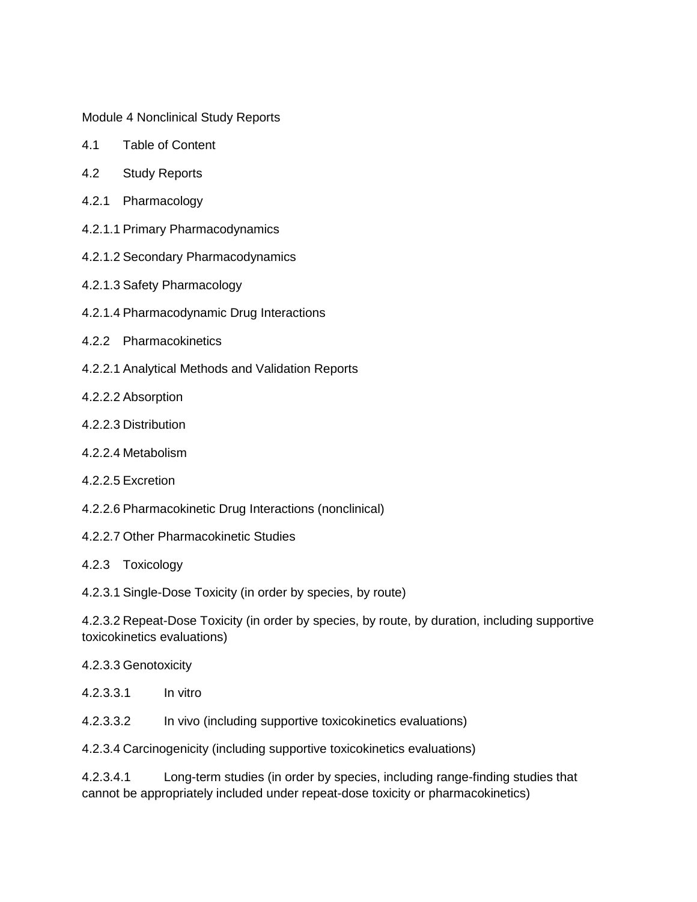Module 4 Nonclinical Study Reports

4.1 Table of Content

4.2 Study Reports

4.2.1 Pharmacology

4.2.1.1 Primary Pharmacodynamics

4.2.1.2 Secondary Pharmacodynamics

4.2.1.3 Safety Pharmacology

4.2.1.4 Pharmacodynamic Drug Interactions

4.2.2 Pharmacokinetics

4.2.2.1 Analytical Methods and Validation Reports

4.2.2.2 Absorption

4.2.2.3 Distribution

4.2.2.4 Metabolism

4.2.2.5 Excretion

4.2.2.6 Pharmacokinetic Drug Interactions (nonclinical)

4.2.2.7 Other Pharmacokinetic Studies

4.2.3 Toxicology

4.2.3.1 Single-Dose Toxicity (in order by species, by route)

4.2.3.2 Repeat-Dose Toxicity (in order by species, by route, by duration, including supportive toxicokinetics evaluations)

4.2.3.3 Genotoxicity

4.2.3.3.1 In vitro

4.2.3.3.2 In vivo (including supportive toxicokinetics evaluations)

4.2.3.4 Carcinogenicity (including supportive toxicokinetics evaluations)

4.2.3.4.1 Long-term studies (in order by species, including range-finding studies that cannot be appropriately included under repeat-dose toxicity or pharmacokinetics)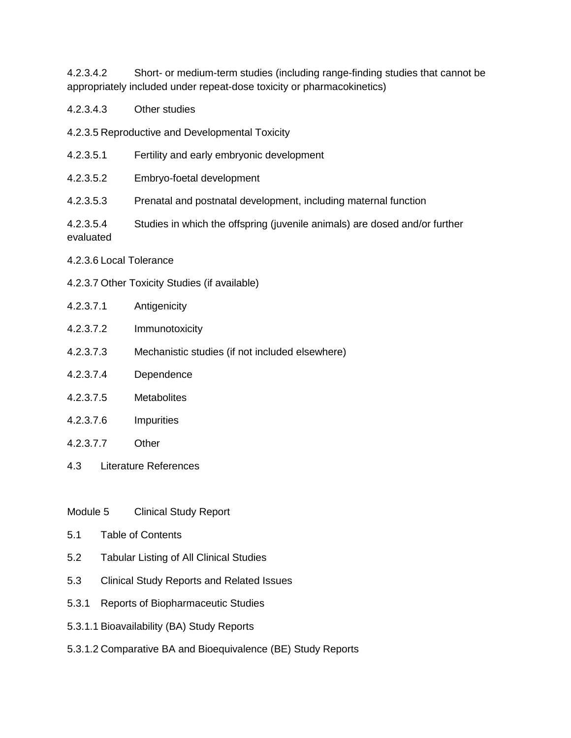4.2.3.4.2 Short- or medium-term studies (including range-finding studies that cannot be appropriately included under repeat-dose toxicity or pharmacokinetics)

4.2.3.4.3 Other studies

4.2.3.5 Reproductive and Developmental Toxicity

4.2.3.5.1 Fertility and early embryonic development

4.2.3.5.2 Embryo-foetal development

4.2.3.5.3 Prenatal and postnatal development, including maternal function

4.2.3.5.4 Studies in which the offspring (juvenile animals) are dosed and/or further evaluated

4.2.3.6 Local Tolerance

4.2.3.7 Other Toxicity Studies (if available)

4.2.3.7.1 Antigenicity

4.2.3.7.2 Immunotoxicity

4.2.3.7.3 Mechanistic studies (if not included elsewhere)

4.2.3.7.4 Dependence

4.2.3.7.5 Metabolites

4.2.3.7.6 Impurities

4.2.3.7.7 Other

4.3 Literature References

Module 5 Clinical Study Report

5.1 Table of Contents

5.2 Tabular Listing of All Clinical Studies

5.3 Clinical Study Reports and Related Issues

5.3.1 Reports of Biopharmaceutic Studies

5.3.1.1 Bioavailability (BA) Study Reports

5.3.1.2 Comparative BA and Bioequivalence (BE) Study Reports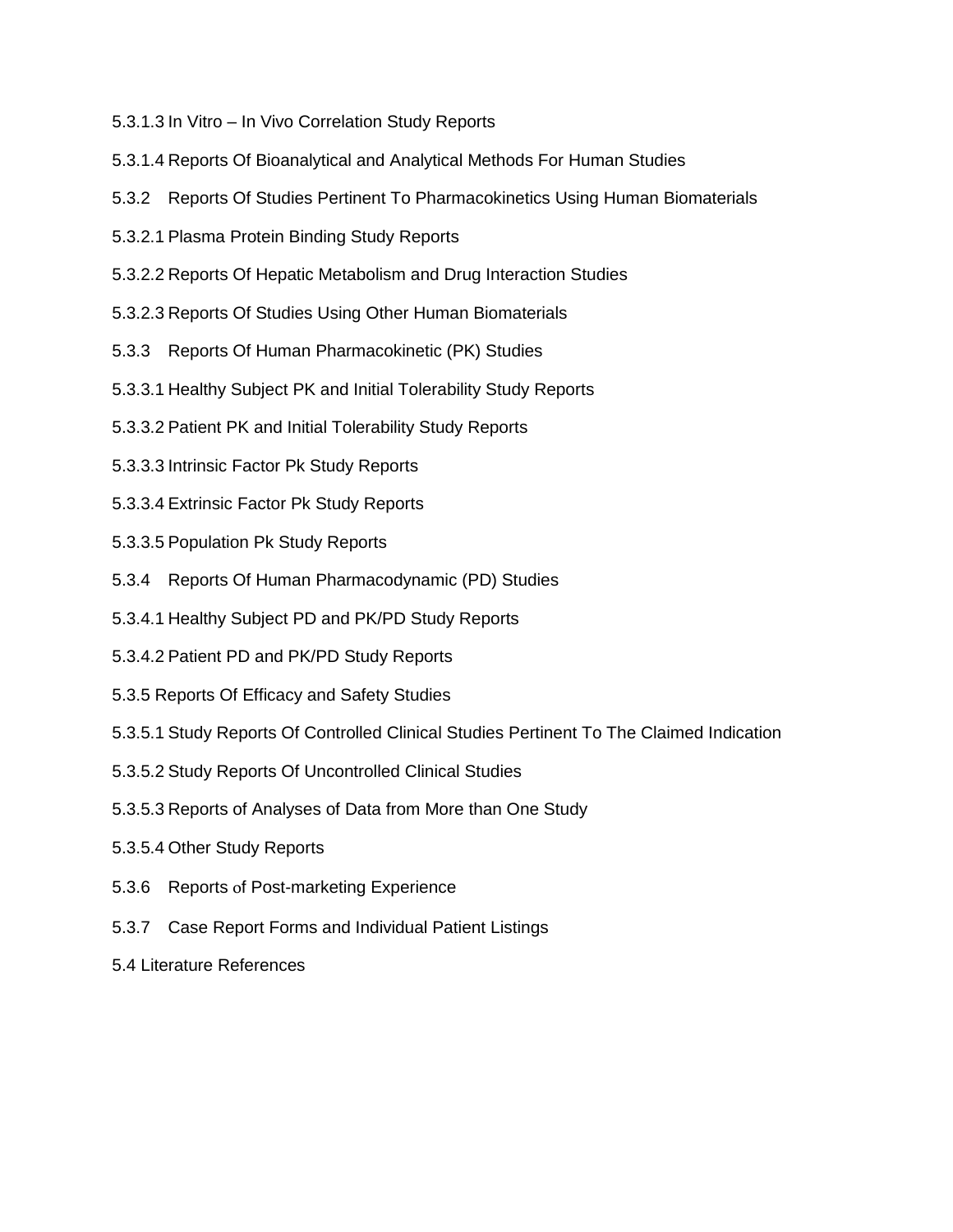5.3.1.3 In Vitro – In Vivo Correlation Study Reports

5.3.1.4 Reports Of Bioanalytical and Analytical Methods For Human Studies

5.3.2 Reports Of Studies Pertinent To Pharmacokinetics Using Human Biomaterials

5.3.2.1 Plasma Protein Binding Study Reports

5.3.2.2 Reports Of Hepatic Metabolism and Drug Interaction Studies

5.3.2.3 Reports Of Studies Using Other Human Biomaterials

5.3.3 Reports Of Human Pharmacokinetic (PK) Studies

5.3.3.1 Healthy Subject PK and Initial Tolerability Study Reports

5.3.3.2 Patient PK and Initial Tolerability Study Reports

5.3.3.3 Intrinsic Factor Pk Study Reports

5.3.3.4 Extrinsic Factor Pk Study Reports

5.3.3.5 Population Pk Study Reports

5.3.4 Reports Of Human Pharmacodynamic (PD) Studies

5.3.4.1 Healthy Subject PD and PK/PD Study Reports

5.3.4.2 Patient PD and PK/PD Study Reports

5.3.5 Reports Of Efficacy and Safety Studies

5.3.5.1 Study Reports Of Controlled Clinical Studies Pertinent To The Claimed Indication

5.3.5.2 Study Reports Of Uncontrolled Clinical Studies

5.3.5.3 Reports of Analyses of Data from More than One Study

5.3.5.4 Other Study Reports

5.3.6 Reports of Post-marketing Experience

5.3.7 Case Report Forms and Individual Patient Listings

5.4 Literature References